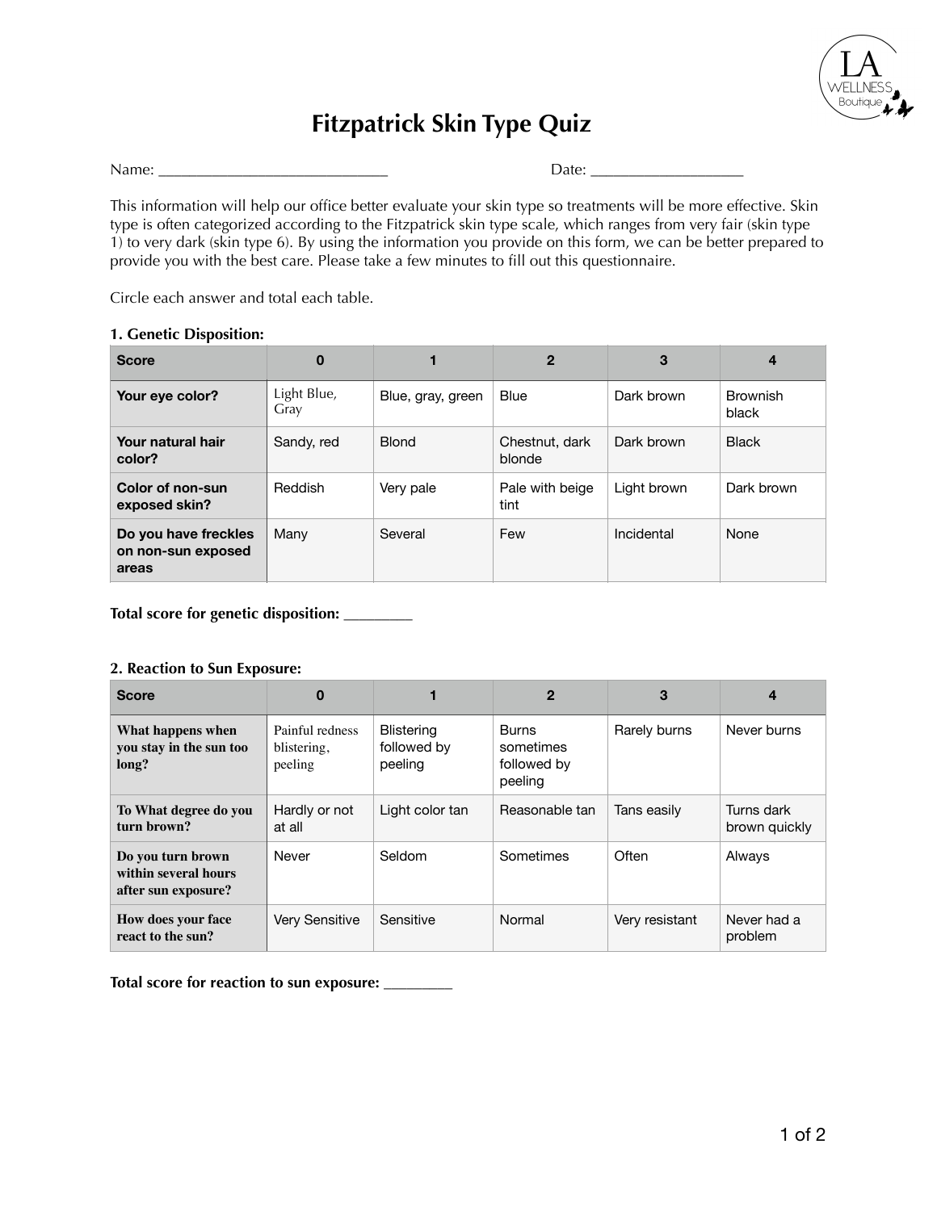# Fitzpatrick Skin Type Quiz

Name: ____________________________ Date: ___________________

This information will help our office better evaluate your skin type so treatments will be more effective. Skin type is often categorized according to the Fitzpatrick skin type scale, which ranges from very fair (skin type 1) to very dark (skin type 6). By using the information you provide on this form, we can be better prepared to provide you with the best care. Please take a few minutes to fill out this questionnaire.

Circle each answer and total each table.

**1. Genetic Disposition:**

| Score | 0 | 1 | 2 | 3 | 4 |
|---|---|---|---|---|---|
| **Your eye color?** | Light Blue, Gray | Blue, gray, green | Blue | Dark brown | Brownish black |
| **Your natural hair color?** | Sandy, red | Blond | Chestnut, dark blonde | Dark brown | Black |
| **Color of non-sun exposed skin?** | Reddish | Very pale | Pale with beige tint | Light brown | Dark brown |
| **Do you have freckles on non-sun exposed areas** | Many | Several | Few | Incidental | None |

**Total score for genetic disposition: ________**

**2. Reaction to Sun Exposure:**

| Score | 0 | 1 | 2 | 3 | 4 |
|---|---|---|---|---|---|
| **What happens when you stay in the sun too long?** | Painful redness blistering, peeling | Blistering followed by peeling | Burns sometimes followed by peeling | Rarely burns | Never burns |
| **To What degree do you turn brown?** | Hardly or not at all | Light color tan | Reasonable tan | Tans easily | Turns dark brown quickly |
| **Do you turn brown within several hours after sun exposure?** | Never | Seldom | Sometimes | Often | Always |
| **How does your face react to the sun?** | Very Sensitive | Sensitive | Normal | Very resistant | Never had a problem |

**Total score for reaction to sun exposure: ________**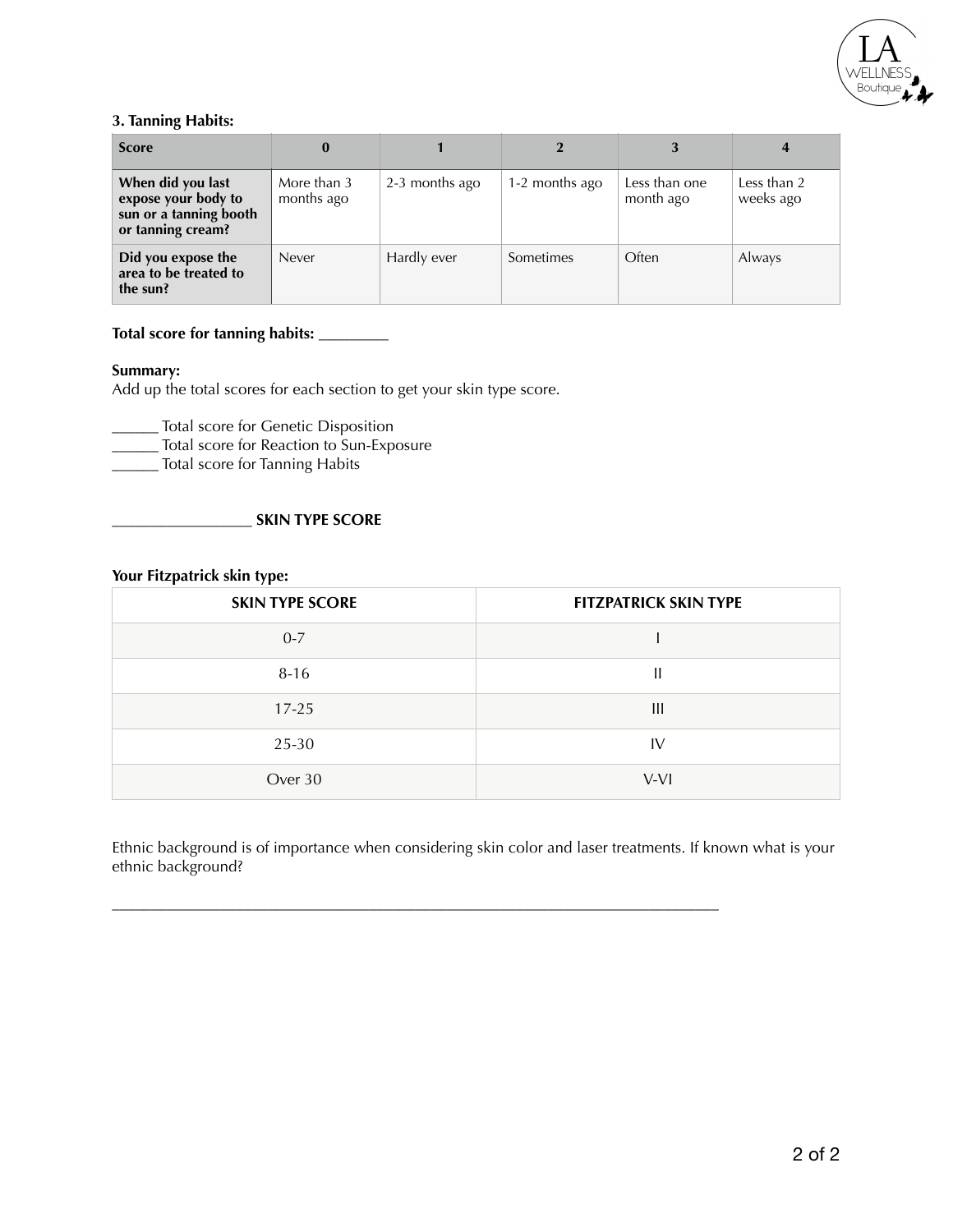**3. Tanning Habits:**

| Score | 0 | 1 | 2 | 3 | 4 |
|---|---|---|---|---|---|
| **When did you last expose your body to sun or a tanning booth or tanning cream?** | More than 3 months ago | 2-3 months ago | 1-2 months ago | Less than one month ago | Less than 2 weeks ago |
| **Did you expose the area to be treated to the sun?** | Never | Hardly ever | Sometimes | Often | Always |

**Total score for tanning habits:** _________

**Summary:**
Add up the total scores for each section to get your skin type score.

______ Total score for Genetic Disposition
______ Total score for Reaction to Sun-Exposure
______ Total score for Tanning Habits

_________________ **SKIN TYPE SCORE**

**Your Fitzpatrick skin type:**

| SKIN TYPE SCORE | FITZPATRICK SKIN TYPE |
|---|---|
| 0-7 | I |
| 8-16 | II |
| 17-25 | III |
| 25-30 | IV |
| Over 30 | V-VI |

Ethnic background is of importance when considering skin color and laser treatments. If known what is your ethnic background?

_______________________________________________________________________________